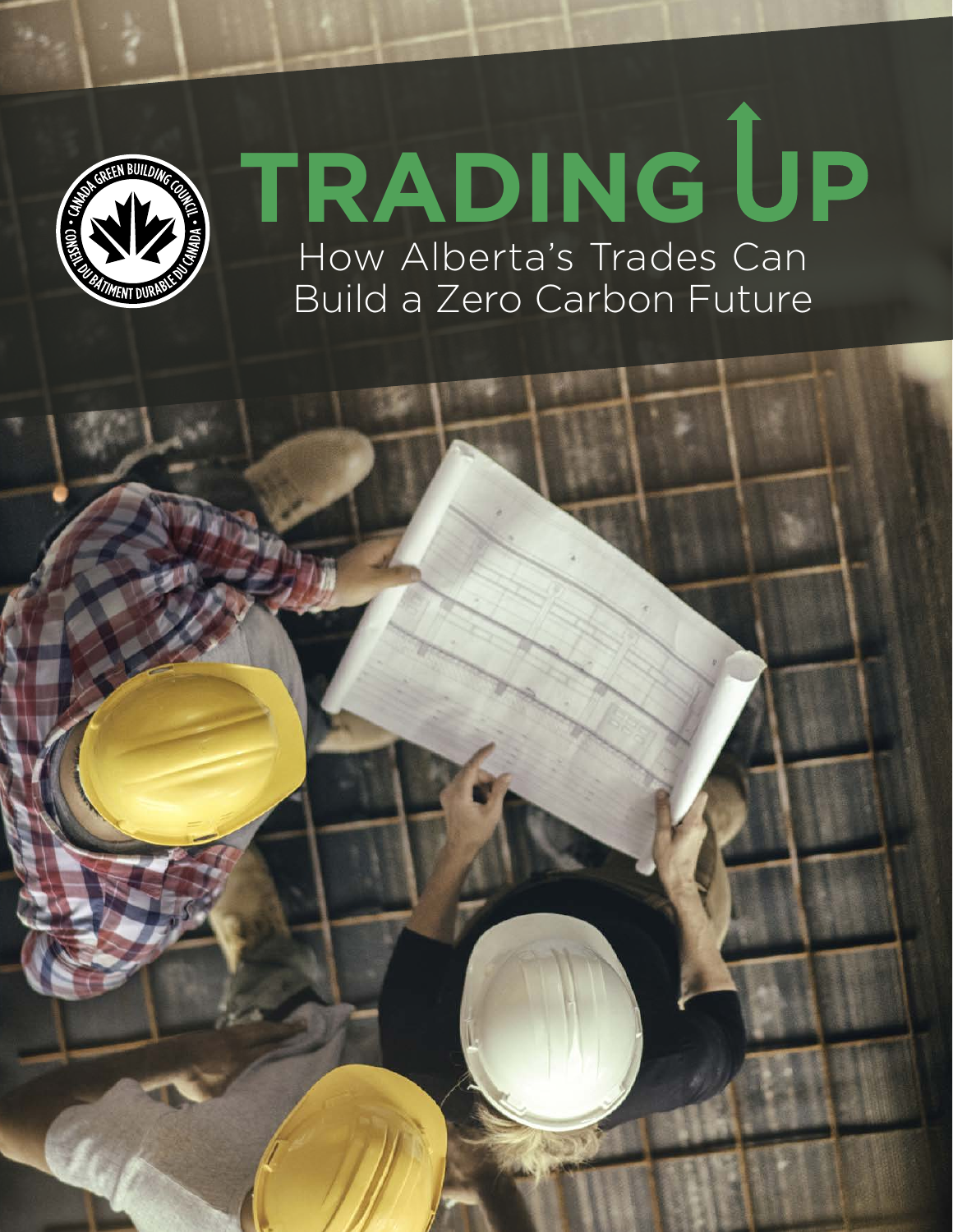# TRADING UP

## How Alberta's Trades Can Build a Zero Carbon Future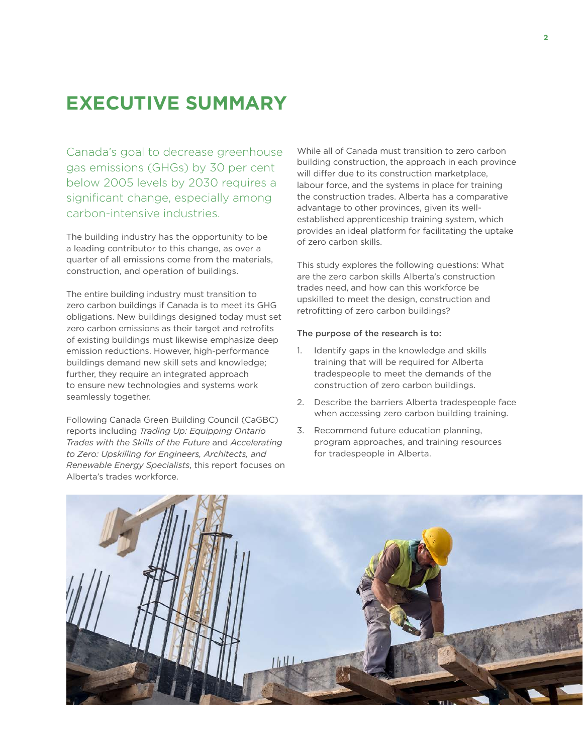# EXECUTIVE SUMMARY

Canada's goal to decrease greenhouse gas emissions (GHGs) by 30 per cent below 2005 levels by 2030 requires a significant change, especially among carbon-intensive industries.

The building industry has the opportunity to be a leading contributor to this change, as over a quarter of all emissions come from the materials, construction, and operation of buildings.

The entire building industry must transition to zero carbon buildings if Canada is to meet its GHG obligations. New buildings designed today must set zero carbon emissions as their target and retrofits of existing buildings must likewise emphasize deep emission reductions. However, high-performance buildings demand new skill sets and knowledge; further, they require an integrated approach to ensure new technologies and systems work seamlessly together.

Following Canada Green Building Council (CaGBC) reports including *Trading Up: Equipping Ontario Trades with the Skills of the Future* and *Accelerating to Zero: Upskilling for Engineers, Architects, and Renewable Energy Specialists*, this report focuses on Alberta's trades workforce.

While all of Canada must transition to zero carbon building construction, the approach in each province will differ due to its construction marketplace, labour force, and the systems in place for training the construction trades. Alberta has a comparative advantage to other provinces, given its well-established apprenticeship training system, which provides an ideal platform for facilitating the uptake of zero carbon skills.

This study explores the following questions: What are the zero carbon skills Alberta's construction trades need, and how can this workforce be upskilled to meet the design, construction and retrofitting of zero carbon buildings?

**The purpose of the research is to:**

1. Identify gaps in the knowledge and skills training that will be required for Alberta tradespeople to meet the demands of the construction of zero carbon buildings.
2. Describe the barriers Alberta tradespeople face when accessing zero carbon building training.
3. Recommend future education planning, program approaches, and training resources for tradespeople in Alberta.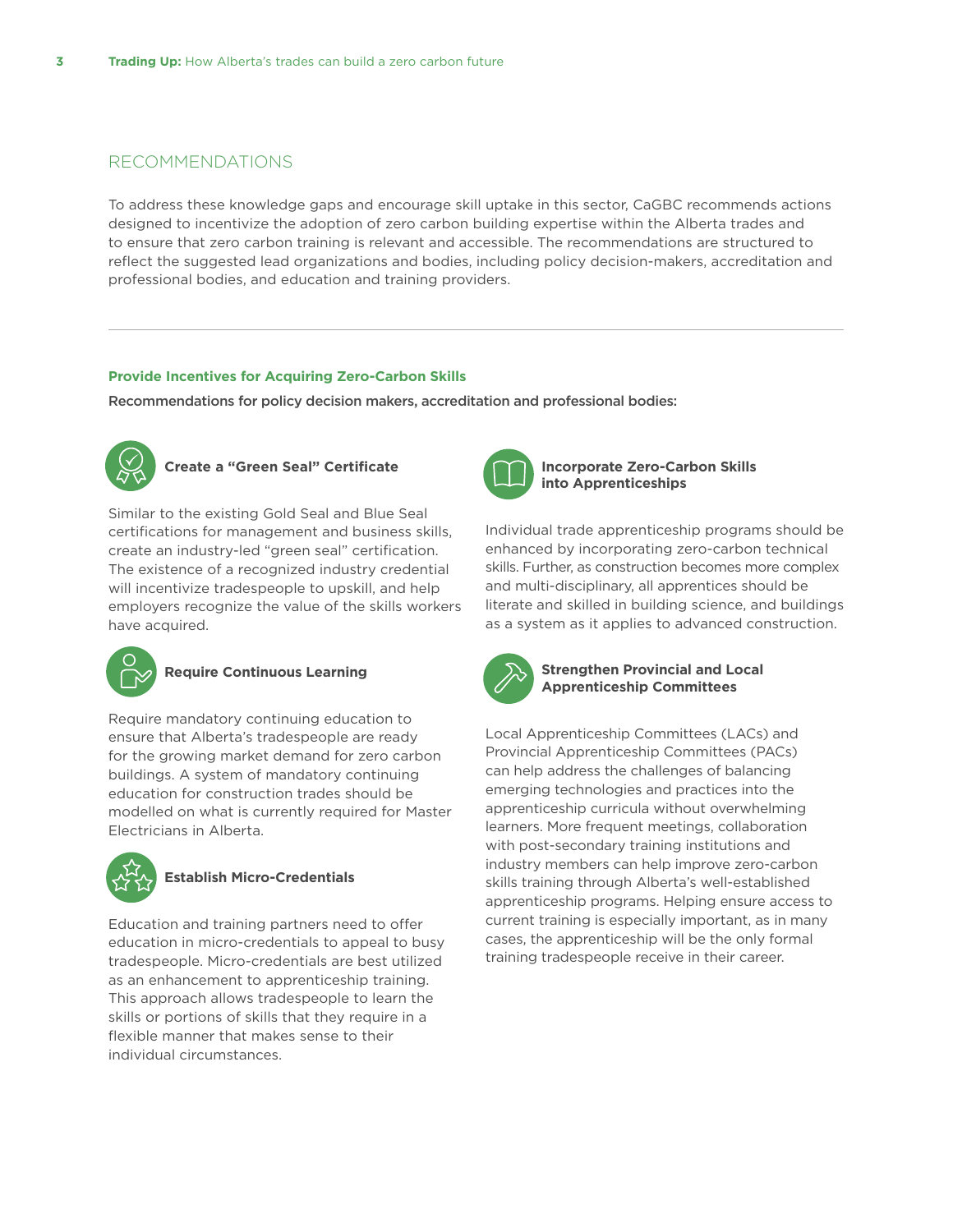## RECOMMENDATIONS

To address these knowledge gaps and encourage skill uptake in this sector, CaGBC recommends actions designed to incentivize the adoption of zero carbon building expertise within the Alberta trades and to ensure that zero carbon training is relevant and accessible. The recommendations are structured to reflect the suggested lead organizations and bodies, including policy decision-makers, accreditation and professional bodies, and education and training providers.

---

### Provide Incentives for Acquiring Zero-Carbon Skills

**Recommendations for policy decision makers, accreditation and professional bodies:**

#### Create a "Green Seal" Certificate

Similar to the existing Gold Seal and Blue Seal certifications for management and business skills, create an industry-led "green seal" certification. The existence of a recognized industry credential will incentivize tradespeople to upskill, and help employers recognize the value of the skills workers have acquired.

#### Require Continuous Learning

Require mandatory continuing education to ensure that Alberta's tradespeople are ready for the growing market demand for zero carbon buildings. A system of mandatory continuing education for construction trades should be modelled on what is currently required for Master Electricians in Alberta.

#### Establish Micro-Credentials

Education and training partners need to offer education in micro-credentials to appeal to busy tradespeople. Micro-credentials are best utilized as an enhancement to apprenticeship training. This approach allows tradespeople to learn the skills or portions of skills that they require in a flexible manner that makes sense to their individual circumstances.

#### Incorporate Zero-Carbon Skills into Apprenticeships

Individual trade apprenticeship programs should be enhanced by incorporating zero-carbon technical skills. Further, as construction becomes more complex and multi-disciplinary, all apprentices should be literate and skilled in building science, and buildings as a system as it applies to advanced construction.

#### Strengthen Provincial and Local Apprenticeship Committees

Local Apprenticeship Committees (LACs) and Provincial Apprenticeship Committees (PACs) can help address the challenges of balancing emerging technologies and practices into the apprenticeship curricula without overwhelming learners. More frequent meetings, collaboration with post-secondary training institutions and industry members can help improve zero-carbon skills training through Alberta's well-established apprenticeship programs. Helping ensure access to current training is especially important, as in many cases, the apprenticeship will be the only formal training tradespeople receive in their career.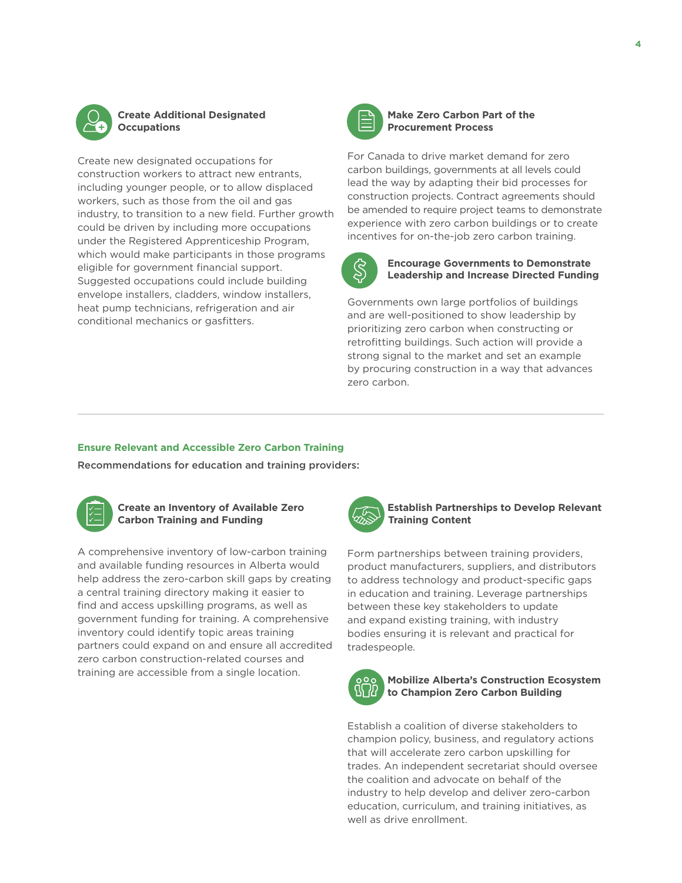### Create Additional Designated Occupations

Create new designated occupations for construction workers to attract new entrants, including younger people, or to allow displaced workers, such as those from the oil and gas industry, to transition to a new field. Further growth could be driven by including more occupations under the Registered Apprenticeship Program, which would make participants in those programs eligible for government financial support. Suggested occupations could include building envelope installers, cladders, window installers, heat pump technicians, refrigeration and air conditional mechanics or gasfitters.

### Make Zero Carbon Part of the Procurement Process

For Canada to drive market demand for zero carbon buildings, governments at all levels could lead the way by adapting their bid processes for construction projects. Contract agreements should be amended to require project teams to demonstrate experience with zero carbon buildings or to create incentives for on-the-job zero carbon training.

### Encourage Governments to Demonstrate Leadership and Increase Directed Funding

Governments own large portfolios of buildings and are well-positioned to show leadership by prioritizing zero carbon when constructing or retrofitting buildings. Such action will provide a strong signal to the market and set an example by procuring construction in a way that advances zero carbon.

---

## Ensure Relevant and Accessible Zero Carbon Training

**Recommendations for education and training providers:**

### Create an Inventory of Available Zero Carbon Training and Funding

A comprehensive inventory of low-carbon training and available funding resources in Alberta would help address the zero-carbon skill gaps by creating a central training directory making it easier to find and access upskilling programs, as well as government funding for training. A comprehensive inventory could identify topic areas training partners could expand on and ensure all accredited zero carbon construction-related courses and training are accessible from a single location.

### Establish Partnerships to Develop Relevant Training Content

Form partnerships between training providers, product manufacturers, suppliers, and distributors to address technology and product-specific gaps in education and training. Leverage partnerships between these key stakeholders to update and expand existing training, with industry bodies ensuring it is relevant and practical for tradespeople.

### Mobilize Alberta's Construction Ecosystem to Champion Zero Carbon Building

Establish a coalition of diverse stakeholders to champion policy, business, and regulatory actions that will accelerate zero carbon upskilling for trades. An independent secretariat should oversee the coalition and advocate on behalf of the industry to help develop and deliver zero-carbon education, curriculum, and training initiatives, as well as drive enrollment.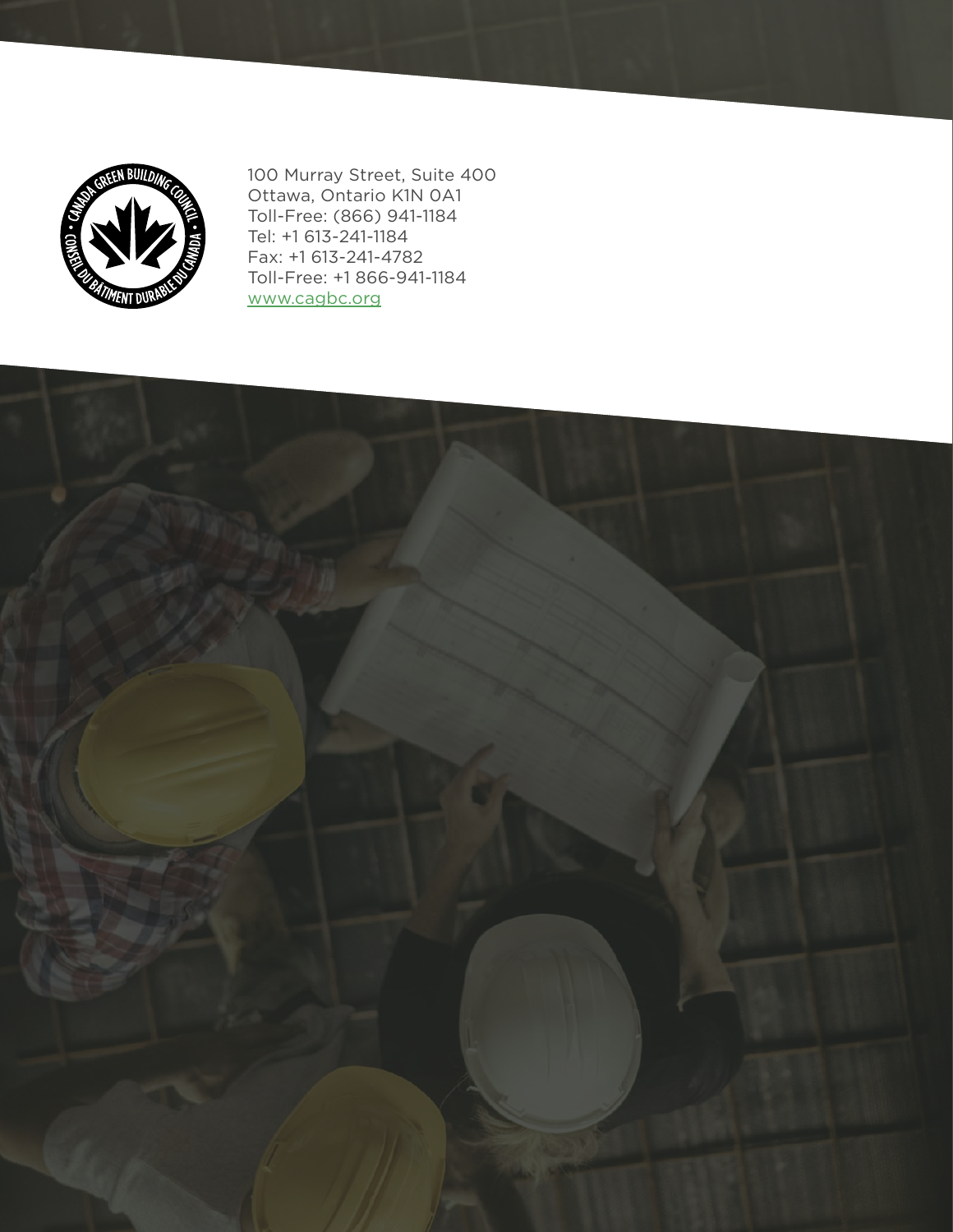100 Murray Street, Suite 400
Ottawa, Ontario K1N 0A1
Toll-Free: (866) 941-1184
Tel: +1 613-241-1184
Fax: +1 613-241-4782
Toll-Free: +1 866-941-1184
www.cagbc.org